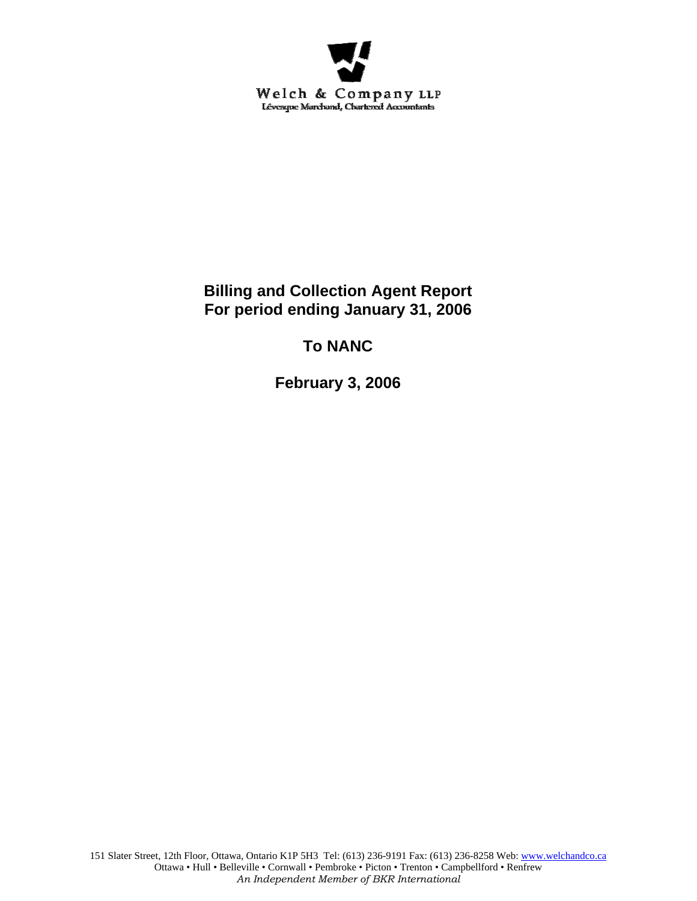Welch & Company LLP
Lévesque Marchand, Chartered Accountants

# Billing and Collection Agent Report
# For period ending January 31, 2006

## To NANC

## February 3, 2006

151 Slater Street, 12th Floor, Ottawa, Ontario K1P 5H3 Tel: (613) 236-9191 Fax: (613) 236-8258 Web: www.welchandco.ca
Ottawa • Hull • Belleville • Cornwall • Pembroke • Picton • Trenton • Campbellford • Renfrew
*An Independent Member of BKR International*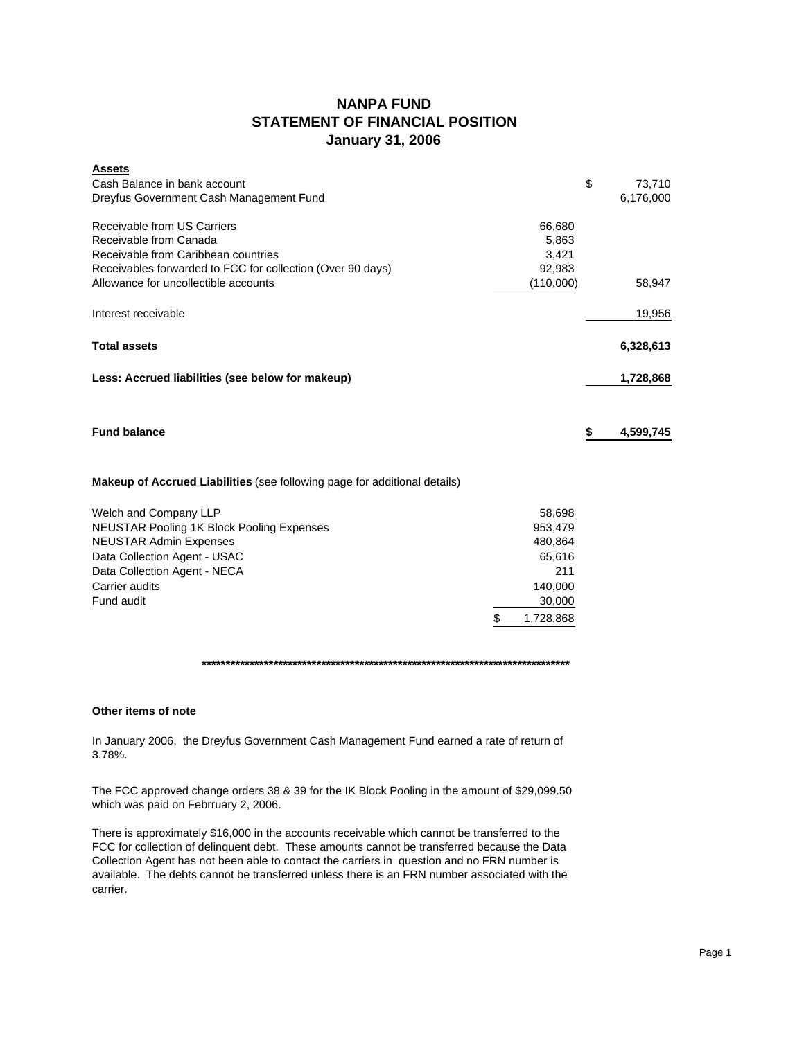# NANPA FUND
## STATEMENT OF FINANCIAL POSITION
### January 31, 2006

| **Assets** | | |
|---|---|---|
| Cash Balance in bank account | | $ 73,710 |
| Dreyfus Government Cash Management Fund | | 6,176,000 |
| Receivable from US Carriers | 66,680 | |
| Receivable from Canada | 5,863 | |
| Receivable from Caribbean countries | 3,421 | |
| Receivables forwarded to FCC for collection (Over 90 days) | 92,983 | |
| Allowance for uncollectible accounts | (110,000) | 58,947 |
| Interest receivable | | 19,956 |
| **Total assets** | | **6,328,613** |
| **Less: Accrued liabilities (see below for makeup)** | | **1,728,868** |
| **Fund balance** | | **$ 4,599,745** |

**Makeup of Accrued Liabilities** (see following page for additional details)

| | |
|---|---|
| Welch and Company LLP | 58,698 |
| NEUSTAR Pooling 1K Block Pooling Expenses | 953,479 |
| NEUSTAR Admin Expenses | 480,864 |
| Data Collection Agent - USAC | 65,616 |
| Data Collection Agent - NECA | 211 |
| Carrier audits | 140,000 |
| Fund audit | 30,000 |
| | $ 1,728,868 |

**********************************************************************************

**Other items of note**

In January 2006, the Dreyfus Government Cash Management Fund earned a rate of return of 3.78%.

The FCC approved change orders 38 & 39 for the IK Block Pooling in the amount of $29,099.50 which was paid on Febrruary 2, 2006.

There is approximately $16,000 in the accounts receivable which cannot be transferred to the FCC for collection of delinquent debt. These amounts cannot be transferred because the Data Collection Agent has not been able to contact the carriers in question and no FRN number is available. The debts cannot be transferred unless there is an FRN number associated with the carrier.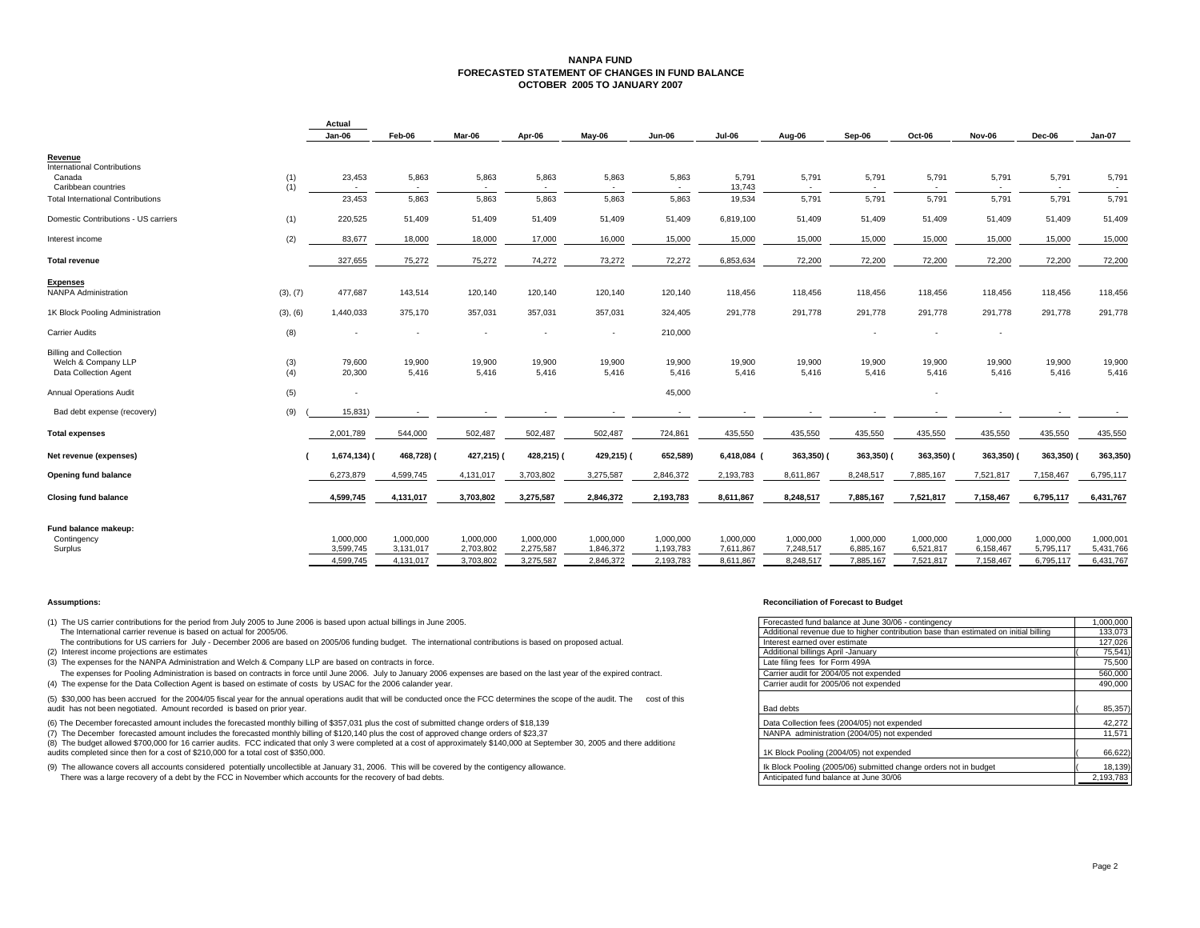# NANPA FUND
## FORECASTED STATEMENT OF CHANGES IN FUND BALANCE
## OCTOBER 2005 TO JANUARY 2007

| | | Actual Jan-06 | Feb-06 | Mar-06 | Apr-06 | May-06 | Jun-06 | Jul-06 | Aug-06 | Sep-06 | Oct-06 | Nov-06 | Dec-06 | Jan-07 |
|---|---|---|---|---|---|---|---|---|---|---|---|---|---|---|
| **Revenue** | | | | | | | | | | | | | | |
| International Contributions | | | | | | | | | | | | | | |
| Canada | (1) | 23,453 | 5,863 | 5,863 | 5,863 | 5,863 | 5,863 | 5,791 | 5,791 | 5,791 | 5,791 | 5,791 | 5,791 | 5,791 |
| Caribbean countries | (1) | - | - | - | - | - | - | 13,743 | - | - | - | - | - | - |
| Total International Contributions | | 23,453 | 5,863 | 5,863 | 5,863 | 5,863 | 5,863 | 19,534 | 5,791 | 5,791 | 5,791 | 5,791 | 5,791 | 5,791 |
| Domestic Contributions - US carriers | (1) | 220,525 | 51,409 | 51,409 | 51,409 | 51,409 | 51,409 | 6,819,100 | 51,409 | 51,409 | 51,409 | 51,409 | 51,409 | 51,409 |
| Interest income | (2) | 83,677 | 18,000 | 18,000 | 17,000 | 16,000 | 15,000 | 15,000 | 15,000 | 15,000 | 15,000 | 15,000 | 15,000 | 15,000 |
| **Total revenue** | | 327,655 | 75,272 | 75,272 | 74,272 | 73,272 | 72,272 | 6,853,634 | 72,200 | 72,200 | 72,200 | 72,200 | 72,200 | 72,200 |
| **Expenses** | | | | | | | | | | | | | | |
| NANPA Administration | (3), (7) | 477,687 | 143,514 | 120,140 | 120,140 | 120,140 | 120,140 | 118,456 | 118,456 | 118,456 | 118,456 | 118,456 | 118,456 | 118,456 |
| 1K Block Pooling Administration | (3), (6) | 1,440,033 | 375,170 | 357,031 | 357,031 | 357,031 | 324,405 | 291,778 | 291,778 | 291,778 | 291,778 | 291,778 | 291,778 | 291,778 |
| Carrier Audits | (8) | - | - | - | - | - | 210,000 | | | - | - | - | | |
| Billing and Collection | | | | | | | | | | | | | | |
| Welch & Company LLP | (3) | 79,600 | 19,900 | 19,900 | 19,900 | 19,900 | 19,900 | 19,900 | 19,900 | 19,900 | 19,900 | 19,900 | 19,900 | 19,900 |
| Data Collection Agent | (4) | 20,300 | 5,416 | 5,416 | 5,416 | 5,416 | 5,416 | 5,416 | 5,416 | 5,416 | 5,416 | 5,416 | 5,416 | 5,416 |
| Annual Operations Audit | (5) | - | | | | | 45,000 | | | | - | | | |
| Bad debt expense (recovery) | (9) | (15,831) | - | - | - | - | - | - | - | - | - | - | - | - |
| **Total expenses** | | 2,001,789 | 544,000 | 502,487 | 502,487 | 502,487 | 724,861 | 435,550 | 435,550 | 435,550 | 435,550 | 435,550 | 435,550 | 435,550 |
| **Net revenue (expenses)** | | **(1,674,134)** | **(468,728)** | **(427,215)** | **(428,215)** | **(429,215)** | **(652,589)** | **6,418,084** | **(363,350)** | **(363,350)** | **(363,350)** | **(363,350)** | **(363,350)** | **(363,350)** |
| **Opening fund balance** | | 6,273,879 | 4,599,745 | 4,131,017 | 3,703,802 | 3,275,587 | 2,846,372 | 2,193,783 | 8,611,867 | 8,248,517 | 7,885,167 | 7,521,817 | 7,158,467 | 6,795,117 |
| **Closing fund balance** | | **4,599,745** | **4,131,017** | **3,703,802** | **3,275,587** | **2,846,372** | **2,193,783** | **8,611,867** | **8,248,517** | **7,885,167** | **7,521,817** | **7,158,467** | **6,795,117** | **6,431,767** |
| **Fund balance makeup:** | | | | | | | | | | | | | | |
| Contingency | | 1,000,000 | 1,000,000 | 1,000,000 | 1,000,000 | 1,000,000 | 1,000,000 | 1,000,000 | 1,000,000 | 1,000,000 | 1,000,000 | 1,000,000 | 1,000,000 | 1,000,001 |
| Surplus | | 3,599,745 | 3,131,017 | 2,703,802 | 2,275,587 | 1,846,372 | 1,193,783 | 7,611,867 | 7,248,517 | 6,885,167 | 6,521,817 | 6,158,467 | 5,795,117 | 5,431,766 |
| | | 4,599,745 | 4,131,017 | 3,703,802 | 3,275,587 | 2,846,372 | 2,193,783 | 8,611,867 | 8,248,517 | 7,885,167 | 7,521,817 | 7,158,467 | 6,795,117 | 6,431,767 |

**Assumptions:**

(1) The US carrier contributions for the period from July 2005 to June 2006 is based upon actual billings in June 2005.
The International carrier revenue is based on actual for 2005/06.
The contributions for US carriers for July - December 2006 are based on 2005/06 funding budget. The international contributions is based on proposed actual.

(2) Interest income projections are estimates

(3) The expenses for the NANPA Administration and Welch & Company LLP are based on contracts in force.
The expenses for Pooling Administration is based on contracts in force until June 2006. July to January 2006 expenses are based on the last year of the expired contract.

(4) The expense for the Data Collection Agent is based on estimate of costs by USAC for the 2006 calander year.

(5) $30,000 has been accrued for the 2004/05 fiscal year for the annual operations audit that will be conducted once the FCC determines the scope of the audit. The cost of this audit has not been negotiated. Amount recorded is based on prior year.

(6) The December forecasted amount includes the forecasted monthly billing of $357,031 plus the cost of submitted change orders of $18,139

(7) The December forecasted amount includes the forecasted monthly billing of $120,140 plus the cost of approved change orders of $23,37

(8) The budget allowed $700,000 for 16 carrier audits. FCC indicated that only 3 were completed at a cost of approximately $140,000 at September 30, 2005 and there additiona audits completed since then for a cost of $210,000 for a total cost of $350,000.

(9) The allowance covers all accounts considered potentially uncollectible at January 31, 2006. This will be covered by the contigency allowance.
There was a large recovery of a debt by the FCC in November which accounts for the recovery of bad debts.

**Reconciliation of Forecast to Budget**

| Item | Amount |
|---|---|
| Forecasted fund balance at June 30/06 - contingency | 1,000,000 |
| Additional revenue due to higher contribution base than estimated on initial billing | 133,073 |
| Interest earned over estimate | 127,026 |
| Additional billings April -January | (75,541) |
| Late filing fees for Form 499A | 75,500 |
| Carrier audit for 2004/05 not expended | 560,000 |
| Carrier audit for 2005/06 not expended | 490,000 |
| Bad debts | (85,357) |
| Data Collection fees (2004/05) not expended | 42,272 |
| NANPA administration (2004/05) not expended | 11,571 |
| 1K Block Pooling (2004/05) not expended | (66,622) |
| Ik Block Pooling (2005/06) submitted change orders not in budget | (18,139) |
| Anticipated fund balance at June 30/06 | 2,193,783 |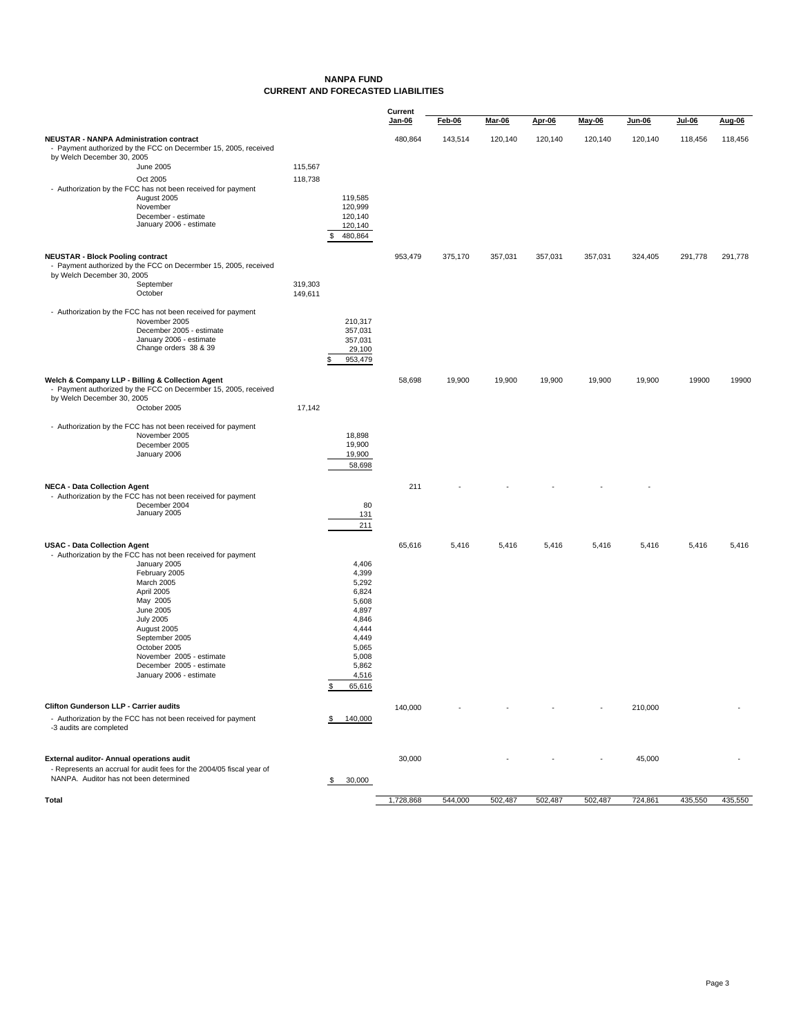# NANPA FUND
## CURRENT AND FORECASTED LIABILITIES

| | | | Current Jan-06 | Feb-06 | Mar-06 | Apr-06 | May-06 | Jun-06 | Jul-06 | Aug-06 |
|---|---|---|---|---|---|---|---|---|---|---|
| **NEUSTAR - NANPA Administration contract** | | | 480,864 | 143,514 | 120,140 | 120,140 | 120,140 | 120,140 | 118,456 | 118,456 |
| - Payment authorized by the FCC on Decermber 15, 2005, received by Welch December 30, 2005 | | | | | | | | | | |
| June 2005 | 115,567 | | | | | | | | | |
| Oct 2005 | 118,738 | | | | | | | | | |
| - Authorization by the FCC has not been received for payment | | | | | | | | | | |
| August 2005 | | 119,585 | | | | | | | | |
| November | | 120,999 | | | | | | | | |
| December - estimate | | 120,140 | | | | | | | | |
| January 2006 - estimate | | 120,140 | | | | | | | | |
| | | $ 480,864 | | | | | | | | |
| **NEUSTAR - Block Pooling contract** | | | 953,479 | 375,170 | 357,031 | 357,031 | 357,031 | 324,405 | 291,778 | 291,778 |
| - Payment authorized by the FCC on Decermber 15, 2005, received by Welch December 30, 2005 | | | | | | | | | | |
| September | 319,303 | | | | | | | | | |
| October | 149,611 | | | | | | | | | |
| - Authorization by the FCC has not been received for payment | | | | | | | | | | |
| November 2005 | | 210,317 | | | | | | | | |
| December 2005 - estimate | | 357,031 | | | | | | | | |
| January 2006 - estimate | | 357,031 | | | | | | | | |
| Change orders 38 & 39 | | 29,100 | | | | | | | | |
| | | $ 953,479 | | | | | | | | |
| **Welch & Company LLP - Billing & Collection Agent** | | | 58,698 | 19,900 | 19,900 | 19,900 | 19,900 | 19,900 | 19900 | 19900 |
| - Payment authorized by the FCC on Decermber 15, 2005, received by Welch December 30, 2005 | | | | | | | | | | |
| October 2005 | 17,142 | | | | | | | | | |
| - Authorization by the FCC has not been received for payment | | | | | | | | | | |
| November 2005 | | 18,898 | | | | | | | | |
| December 2005 | | 19,900 | | | | | | | | |
| January 2006 | | 19,900 | | | | | | | | |
| | | 58,698 | | | | | | | | |
| **NECA - Data Collection Agent** | | | 211 | - | - | - | - | - | | |
| - Authorization by the FCC has not been received for payment | | | | | | | | | | |
| December 2004 | | 80 | | | | | | | | |
| January 2005 | | 131 | | | | | | | | |
| | | 211 | | | | | | | | |
| **USAC - Data Collection Agent** | | | 65,616 | 5,416 | 5,416 | 5,416 | 5,416 | 5,416 | 5,416 | 5,416 |
| - Authorization by the FCC has not been received for payment | | | | | | | | | | |
| January 2005 | | 4,406 | | | | | | | | |
| February 2005 | | 4,399 | | | | | | | | |
| March 2005 | | 5,292 | | | | | | | | |
| April 2005 | | 6,824 | | | | | | | | |
| May 2005 | | 5,608 | | | | | | | | |
| June 2005 | | 4,897 | | | | | | | | |
| July 2005 | | 4,846 | | | | | | | | |
| August 2005 | | 4,444 | | | | | | | | |
| September 2005 | | 4,449 | | | | | | | | |
| October 2005 | | 5,065 | | | | | | | | |
| November 2005 - estimate | | 5,008 | | | | | | | | |
| December 2005 - estimate | | 5,862 | | | | | | | | |
| January 2006 - estimate | | 4,516 | | | | | | | | |
| | | $ 65,616 | | | | | | | | |
| **Clifton Gunderson LLP - Carrier audits** | | | 140,000 | - | - | - | - | 210,000 | | - |
| - Authorization by the FCC has not been received for payment -3 audits are completed | | $ 140,000 | | | | | | | | |
| **External auditor- Annual operations audit** | | | 30,000 | | - | - | - | 45,000 | | - |
| - Represents an accrual for audit fees for the 2004/05 fiscal year of NANPA. Auditor has not been determined | | $ 30,000 | | | | | | | | |
| **Total** | | | 1,728,868 | 544,000 | 502,487 | 502,487 | 502,487 | 724,861 | 435,550 | 435,550 |